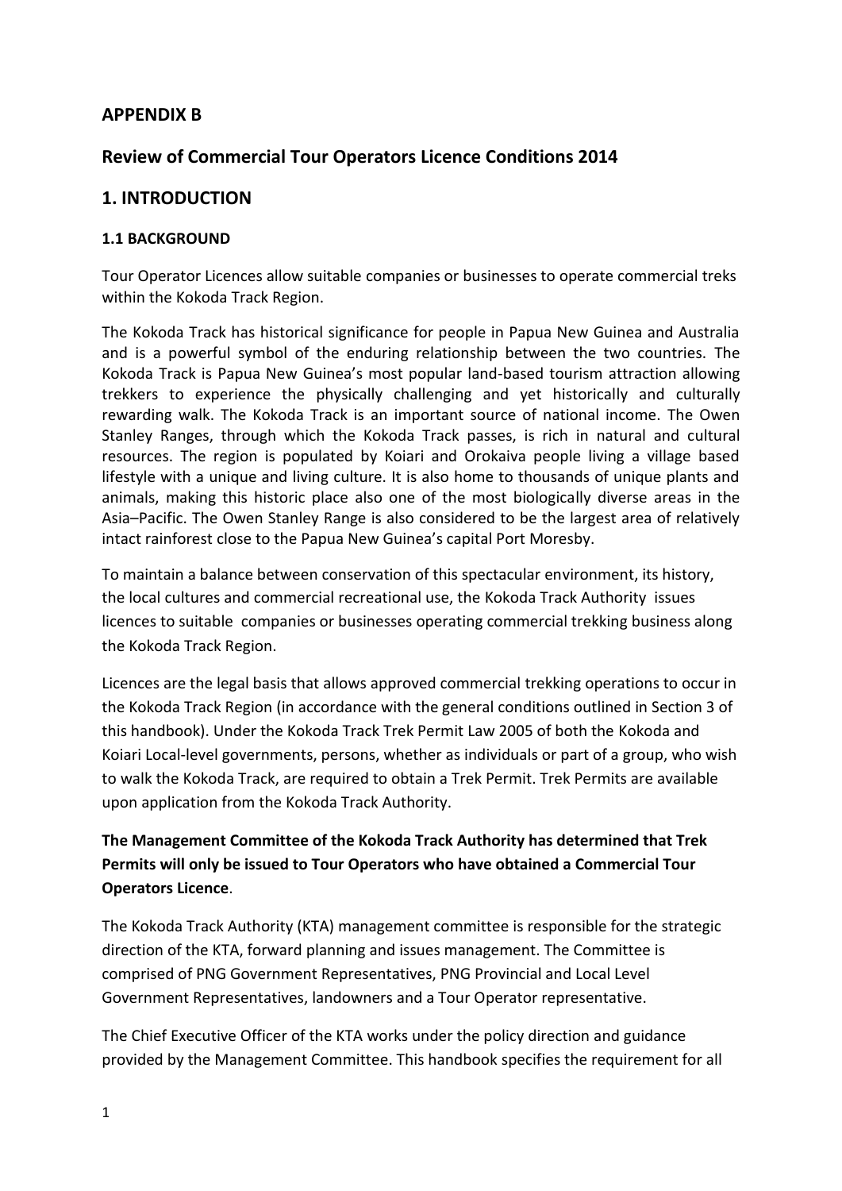## APPENDIX B

## Review of Commercial Tour Operators Licence Conditions 2014

## 1. INTRODUCTION

### 1.1 BACKGROUND

Tour Operator Licences allow suitable companies or businesses to operate commercial treks within the Kokoda Track Region.

The Kokoda Track has historical significance for people in Papua New Guinea and Australia and is a powerful symbol of the enduring relationship between the two countries. The Kokoda Track is Papua New Guinea's most popular land-based tourism attraction allowing trekkers to experience the physically challenging and yet historically and culturally rewarding walk. The Kokoda Track is an important source of national income. The Owen Stanley Ranges, through which the Kokoda Track passes, is rich in natural and cultural resources. The region is populated by Koiari and Orokaiva people living a village based lifestyle with a unique and living culture. It is also home to thousands of unique plants and animals, making this historic place also one of the most biologically diverse areas in the Asia–Pacific. The Owen Stanley Range is also considered to be the largest area of relatively intact rainforest close to the Papua New Guinea's capital Port Moresby.

To maintain a balance between conservation of this spectacular environment, its history, the local cultures and commercial recreational use, the Kokoda Track Authority issues licences to suitable companies or businesses operating commercial trekking business along the Kokoda Track Region.

Licences are the legal basis that allows approved commercial trekking operations to occur in the Kokoda Track Region (in accordance with the general conditions outlined in Section 3 of this handbook). Under the Kokoda Track Trek Permit Law 2005 of both the Kokoda and Koiari Local-level governments, persons, whether as individuals or part of a group, who wish to walk the Kokoda Track, are required to obtain a Trek Permit. Trek Permits are available upon application from the Kokoda Track Authority.

**The Management Committee of the Kokoda Track Authority has determined that Trek Permits will only be issued to Tour Operators who have obtained a Commercial Tour Operators Licence**.

The Kokoda Track Authority (KTA) management committee is responsible for the strategic direction of the KTA, forward planning and issues management. The Committee is comprised of PNG Government Representatives, PNG Provincial and Local Level Government Representatives, landowners and a Tour Operator representative.

The Chief Executive Officer of the KTA works under the policy direction and guidance provided by the Management Committee. This handbook specifies the requirement for all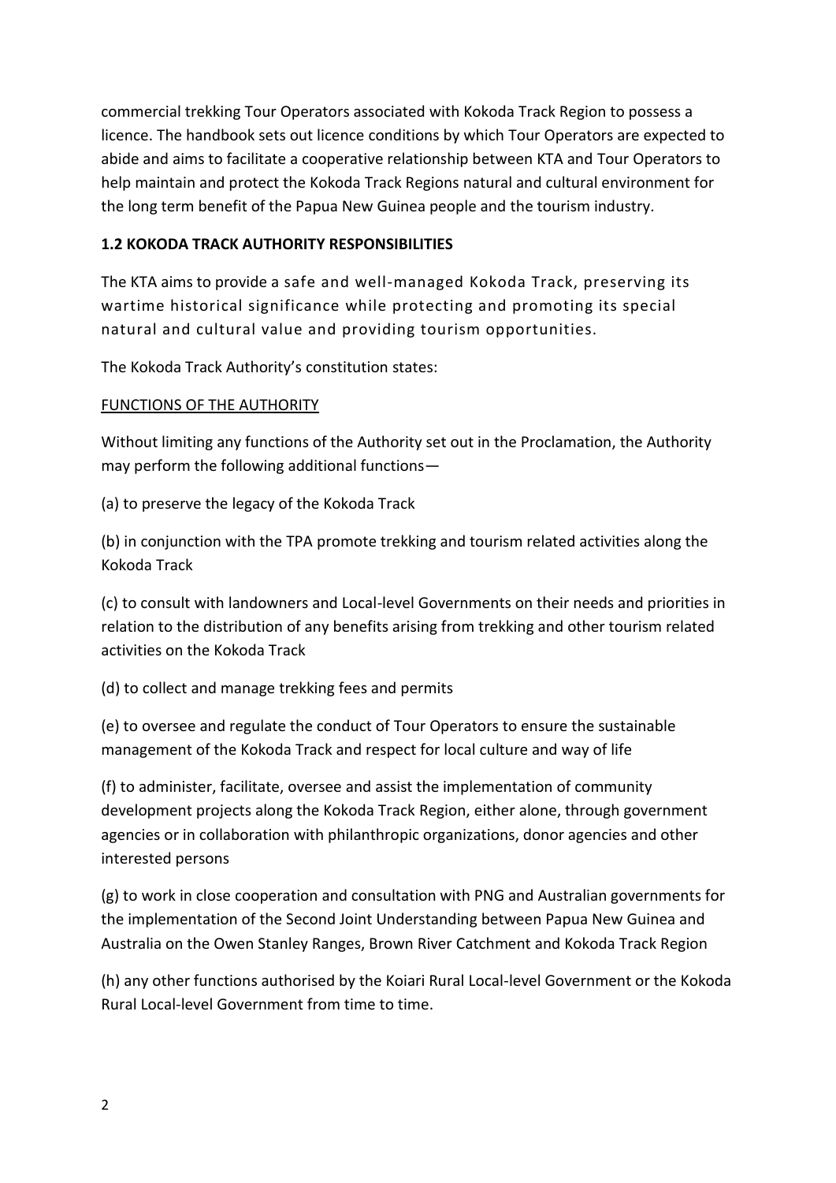commercial trekking Tour Operators associated with Kokoda Track Region to possess a licence. The handbook sets out licence conditions by which Tour Operators are expected to abide and aims to facilitate a cooperative relationship between KTA and Tour Operators to help maintain and protect the Kokoda Track Regions natural and cultural environment for the long term benefit of the Papua New Guinea people and the tourism industry.

### 1.2 KOKODA TRACK AUTHORITY RESPONSIBILITIES

The KTA aims to provide a safe and well-managed Kokoda Track, preserving its wartime historical significance while protecting and promoting its special natural and cultural value and providing tourism opportunities.

The Kokoda Track Authority's constitution states:

<u>FUNCTIONS OF THE AUTHORITY</u>

Without limiting any functions of the Authority set out in the Proclamation, the Authority may perform the following additional functions—

(a) to preserve the legacy of the Kokoda Track

(b) in conjunction with the TPA promote trekking and tourism related activities along the Kokoda Track

(c) to consult with landowners and Local-level Governments on their needs and priorities in relation to the distribution of any benefits arising from trekking and other tourism related activities on the Kokoda Track

(d) to collect and manage trekking fees and permits

(e) to oversee and regulate the conduct of Tour Operators to ensure the sustainable management of the Kokoda Track and respect for local culture and way of life

(f) to administer, facilitate, oversee and assist the implementation of community development projects along the Kokoda Track Region, either alone, through government agencies or in collaboration with philanthropic organizations, donor agencies and other interested persons

(g) to work in close cooperation and consultation with PNG and Australian governments for the implementation of the Second Joint Understanding between Papua New Guinea and Australia on the Owen Stanley Ranges, Brown River Catchment and Kokoda Track Region

(h) any other functions authorised by the Koiari Rural Local-level Government or the Kokoda Rural Local-level Government from time to time.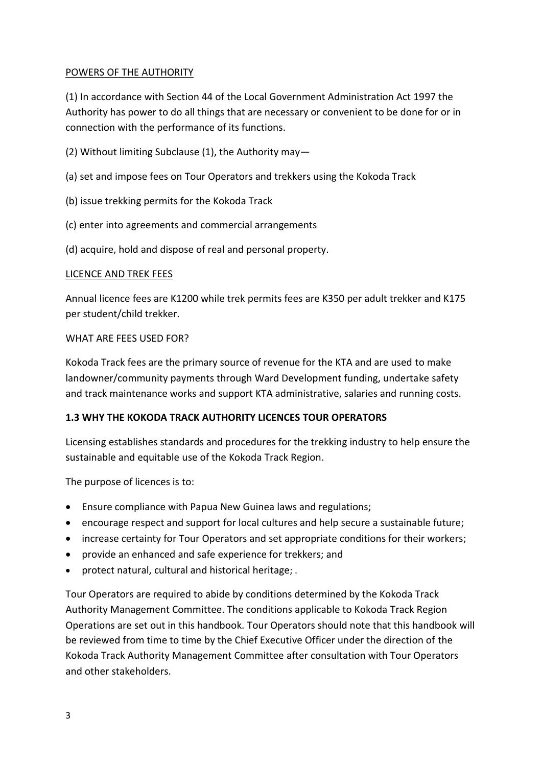POWERS OF THE AUTHORITY

(1) In accordance with Section 44 of the Local Government Administration Act 1997 the Authority has power to do all things that are necessary or convenient to be done for or in connection with the performance of its functions.

(2) Without limiting Subclause (1), the Authority may—

(a) set and impose fees on Tour Operators and trekkers using the Kokoda Track

(b) issue trekking permits for the Kokoda Track

(c) enter into agreements and commercial arrangements

(d) acquire, hold and dispose of real and personal property.

LICENCE AND TREK FEES

Annual licence fees are K1200 while trek permits fees are K350 per adult trekker and K175 per student/child trekker.

WHAT ARE FEES USED FOR?

Kokoda Track fees are the primary source of revenue for the KTA and are used to make landowner/community payments through Ward Development funding, undertake safety and track maintenance works and support KTA administrative, salaries and running costs.

### 1.3 WHY THE KOKODA TRACK AUTHORITY LICENCES TOUR OPERATORS

Licensing establishes standards and procedures for the trekking industry to help ensure the sustainable and equitable use of the Kokoda Track Region.

The purpose of licences is to:

- Ensure compliance with Papua New Guinea laws and regulations;
- encourage respect and support for local cultures and help secure a sustainable future;
- increase certainty for Tour Operators and set appropriate conditions for their workers;
- provide an enhanced and safe experience for trekkers; and
- protect natural, cultural and historical heritage; .

Tour Operators are required to abide by conditions determined by the Kokoda Track Authority Management Committee. The conditions applicable to Kokoda Track Region Operations are set out in this handbook. Tour Operators should note that this handbook will be reviewed from time to time by the Chief Executive Officer under the direction of the Kokoda Track Authority Management Committee after consultation with Tour Operators and other stakeholders.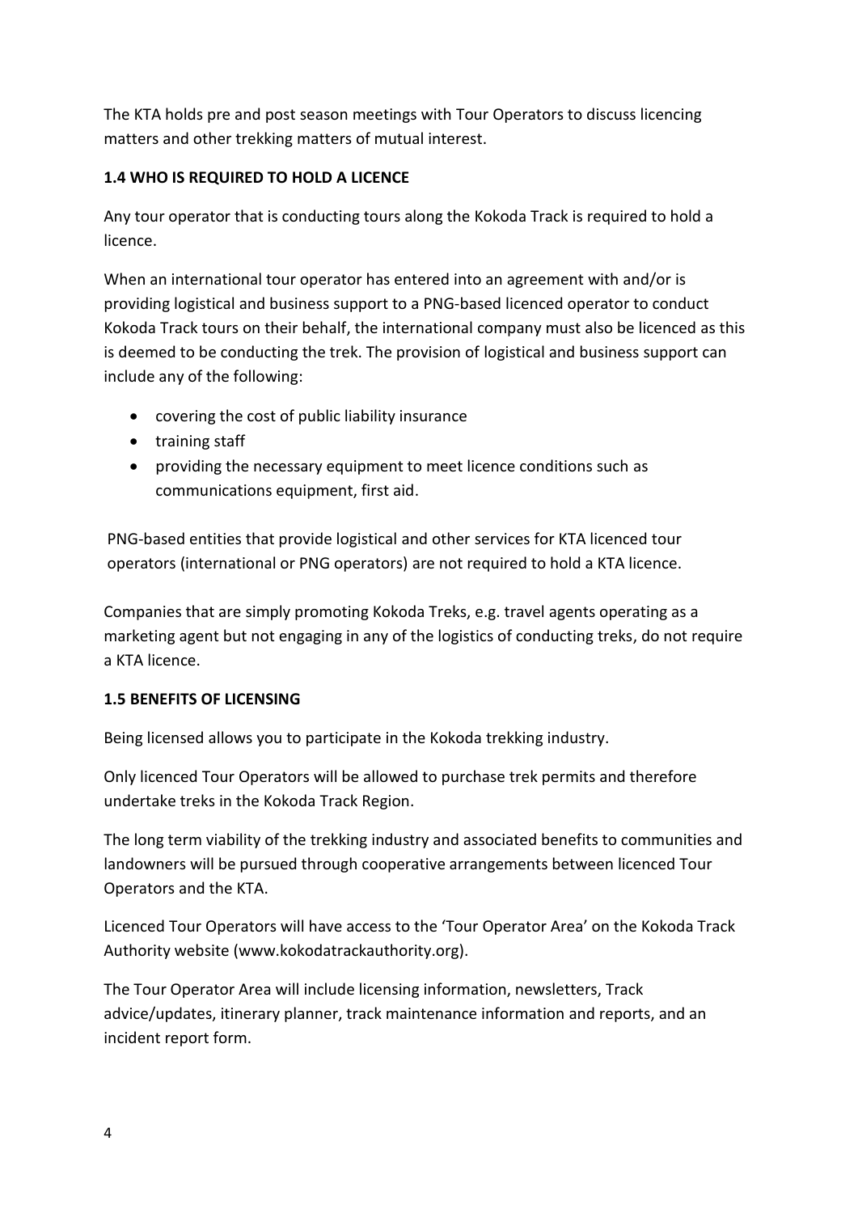The KTA holds pre and post season meetings with Tour Operators to discuss licencing matters and other trekking matters of mutual interest.

## 1.4 WHO IS REQUIRED TO HOLD A LICENCE

Any tour operator that is conducting tours along the Kokoda Track is required to hold a licence.

When an international tour operator has entered into an agreement with and/or is providing logistical and business support to a PNG-based licenced operator to conduct Kokoda Track tours on their behalf, the international company must also be licenced as this is deemed to be conducting the trek. The provision of logistical and business support can include any of the following:

- covering the cost of public liability insurance
- training staff
- providing the necessary equipment to meet licence conditions such as communications equipment, first aid.

PNG-based entities that provide logistical and other services for KTA licenced tour operators (international or PNG operators) are not required to hold a KTA licence.

Companies that are simply promoting Kokoda Treks, e.g. travel agents operating as a marketing agent but not engaging in any of the logistics of conducting treks, do not require a KTA licence.

## 1.5 BENEFITS OF LICENSING

Being licensed allows you to participate in the Kokoda trekking industry.

Only licenced Tour Operators will be allowed to purchase trek permits and therefore undertake treks in the Kokoda Track Region.

The long term viability of the trekking industry and associated benefits to communities and landowners will be pursued through cooperative arrangements between licenced Tour Operators and the KTA.

Licenced Tour Operators will have access to the 'Tour Operator Area' on the Kokoda Track Authority website (www.kokodatrackauthority.org).

The Tour Operator Area will include licensing information, newsletters, Track advice/updates, itinerary planner, track maintenance information and reports, and an incident report form.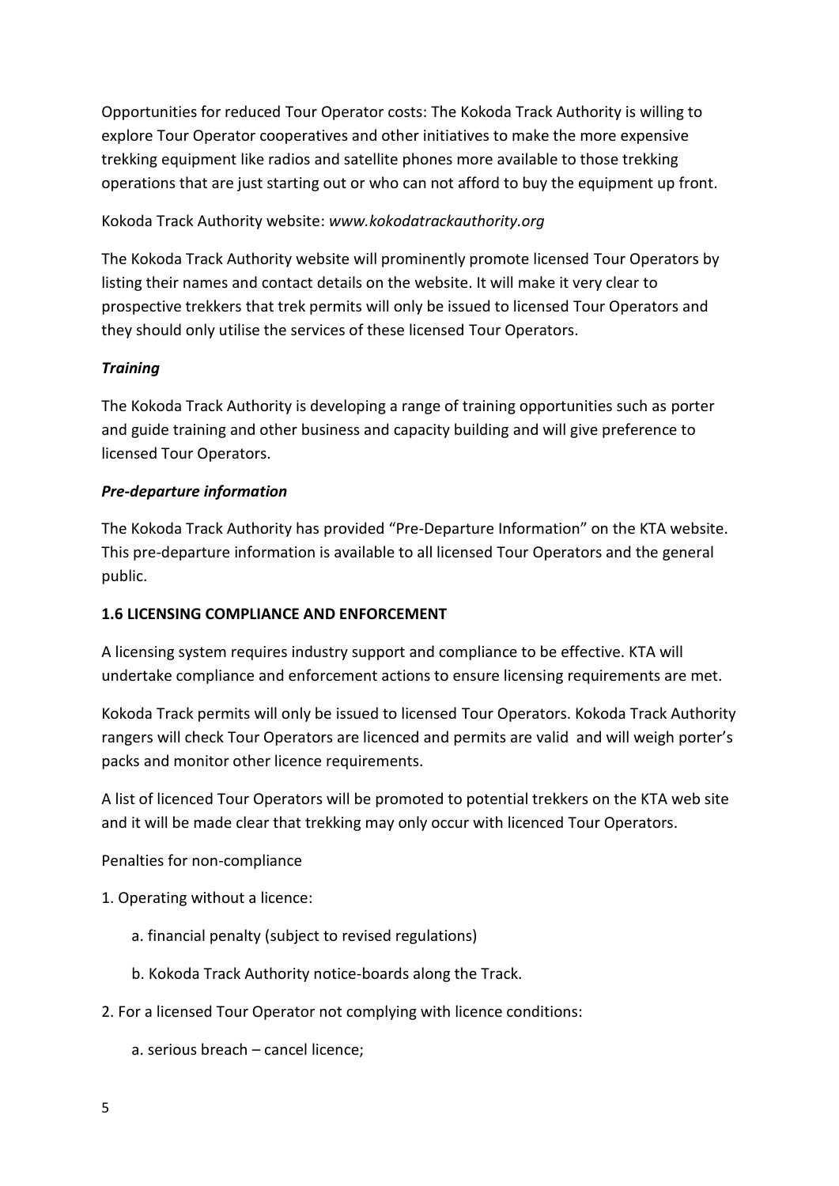Opportunities for reduced Tour Operator costs: The Kokoda Track Authority is willing to explore Tour Operator cooperatives and other initiatives to make the more expensive trekking equipment like radios and satellite phones more available to those trekking operations that are just starting out or who can not afford to buy the equipment up front.

Kokoda Track Authority website: *www.kokodatrackauthority.org*

The Kokoda Track Authority website will prominently promote licensed Tour Operators by listing their names and contact details on the website. It will make it very clear to prospective trekkers that trek permits will only be issued to licensed Tour Operators and they should only utilise the services of these licensed Tour Operators.

***Training***

The Kokoda Track Authority is developing a range of training opportunities such as porter and guide training and other business and capacity building and will give preference to licensed Tour Operators.

***Pre-departure information***

The Kokoda Track Authority has provided "Pre-Departure Information" on the KTA website. This pre-departure information is available to all licensed Tour Operators and the general public.

**1.6 LICENSING COMPLIANCE AND ENFORCEMENT**

A licensing system requires industry support and compliance to be effective. KTA will undertake compliance and enforcement actions to ensure licensing requirements are met.

Kokoda Track permits will only be issued to licensed Tour Operators. Kokoda Track Authority rangers will check Tour Operators are licenced and permits are valid and will weigh porter's packs and monitor other licence requirements.

A list of licenced Tour Operators will be promoted to potential trekkers on the KTA web site and it will be made clear that trekking may only occur with licenced Tour Operators.

Penalties for non-compliance

1. Operating without a licence:
    - a. financial penalty (subject to revised regulations)
    - b. Kokoda Track Authority notice-boards along the Track.
2. For a licensed Tour Operator not complying with licence conditions:
    - a. serious breach – cancel licence;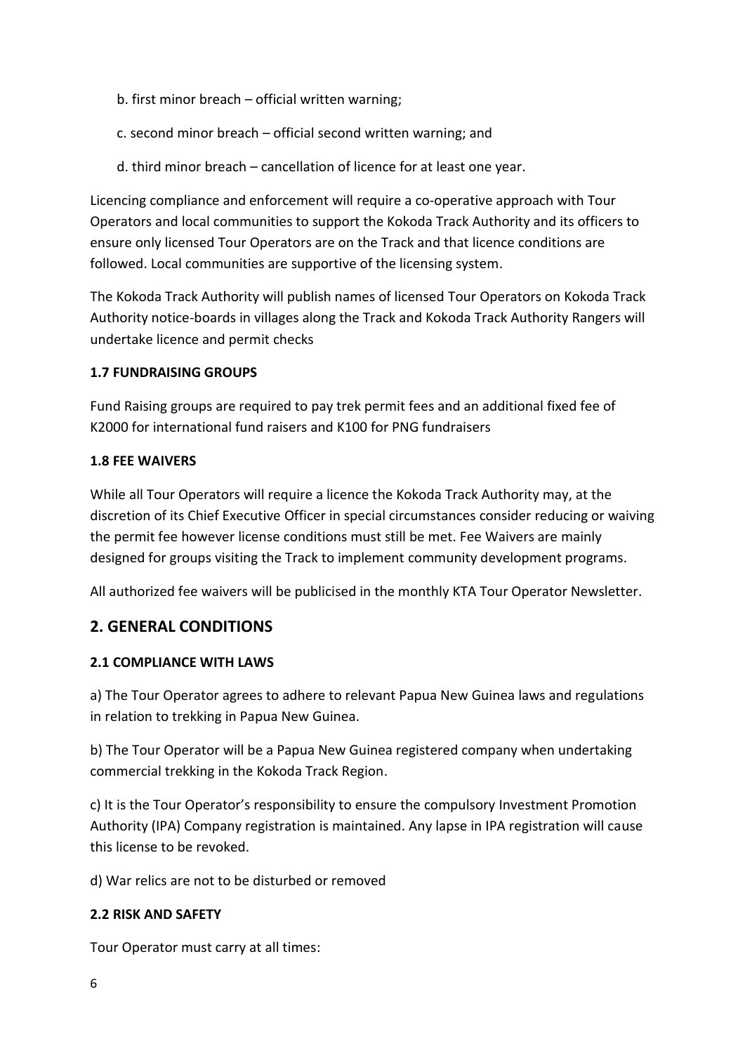b. first minor breach – official written warning;

c. second minor breach – official second written warning; and

d. third minor breach – cancellation of licence for at least one year.

Licencing compliance and enforcement will require a co-operative approach with Tour Operators and local communities to support the Kokoda Track Authority and its officers to ensure only licensed Tour Operators are on the Track and that licence conditions are followed. Local communities are supportive of the licensing system.

The Kokoda Track Authority will publish names of licensed Tour Operators on Kokoda Track Authority notice-boards in villages along the Track and Kokoda Track Authority Rangers will undertake licence and permit checks

### 1.7 FUNDRAISING GROUPS

Fund Raising groups are required to pay trek permit fees and an additional fixed fee of K2000 for international fund raisers and K100 for PNG fundraisers

### 1.8 FEE WAIVERS

While all Tour Operators will require a licence the Kokoda Track Authority may, at the discretion of its Chief Executive Officer in special circumstances consider reducing or waiving the permit fee however license conditions must still be met. Fee Waivers are mainly designed for groups visiting the Track to implement community development programs.

All authorized fee waivers will be publicised in the monthly KTA Tour Operator Newsletter.

## 2. GENERAL CONDITIONS

### 2.1 COMPLIANCE WITH LAWS

a) The Tour Operator agrees to adhere to relevant Papua New Guinea laws and regulations in relation to trekking in Papua New Guinea.

b) The Tour Operator will be a Papua New Guinea registered company when undertaking commercial trekking in the Kokoda Track Region.

c) It is the Tour Operator's responsibility to ensure the compulsory Investment Promotion Authority (IPA) Company registration is maintained. Any lapse in IPA registration will cause this license to be revoked.

d) War relics are not to be disturbed or removed

### 2.2 RISK AND SAFETY

Tour Operator must carry at all times: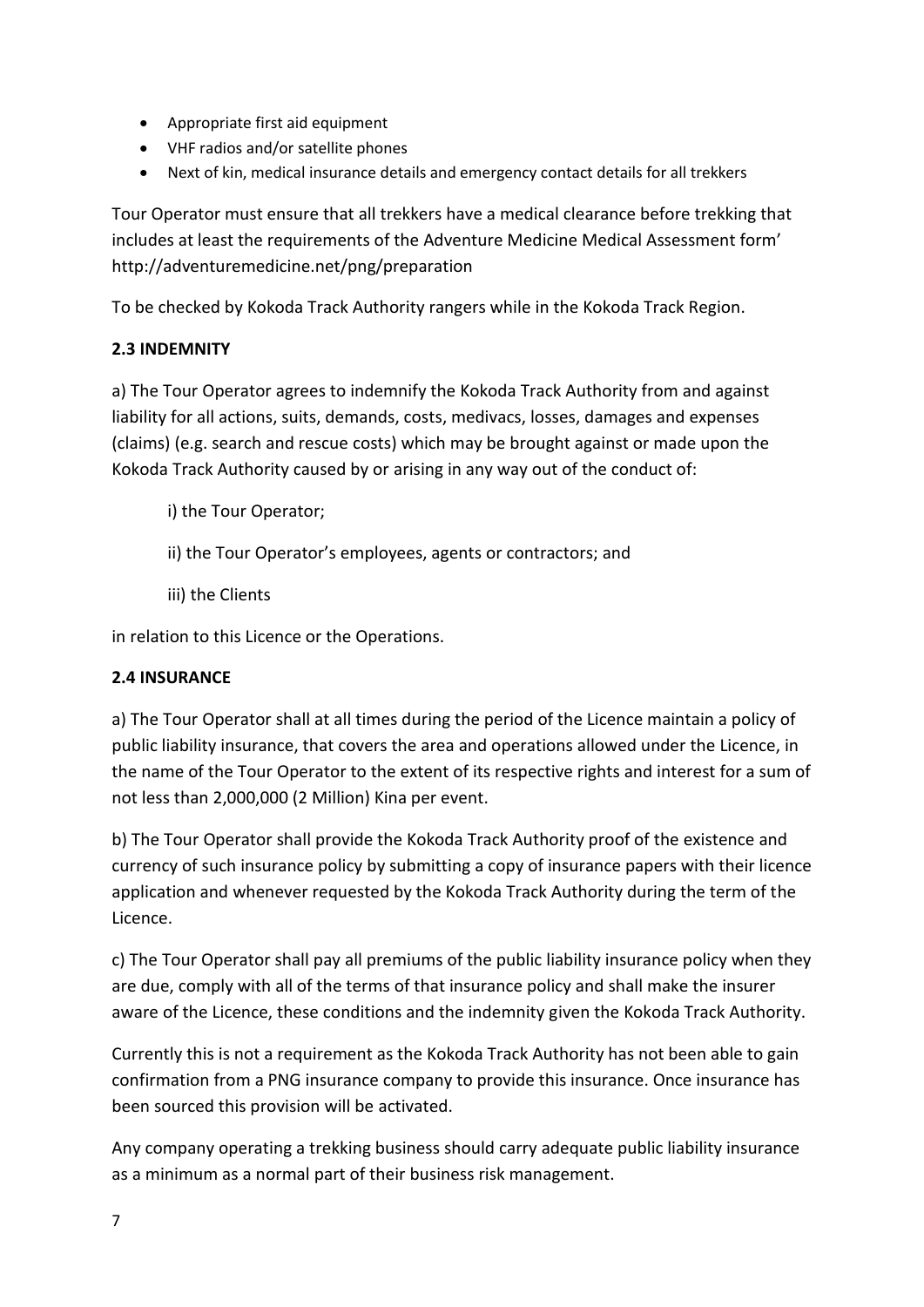- Appropriate first aid equipment
- VHF radios and/or satellite phones
- Next of kin, medical insurance details and emergency contact details for all trekkers

Tour Operator must ensure that all trekkers have a medical clearance before trekking that includes at least the requirements of the Adventure Medicine Medical Assessment form' http://adventuremedicine.net/png/preparation

To be checked by Kokoda Track Authority rangers while in the Kokoda Track Region.

**2.3 INDEMNITY**

a) The Tour Operator agrees to indemnify the Kokoda Track Authority from and against liability for all actions, suits, demands, costs, medivacs, losses, damages and expenses (claims) (e.g. search and rescue costs) which may be brought against or made upon the Kokoda Track Authority caused by or arising in any way out of the conduct of:

i) the Tour Operator;

ii) the Tour Operator's employees, agents or contractors; and

iii) the Clients

in relation to this Licence or the Operations.

**2.4 INSURANCE**

a) The Tour Operator shall at all times during the period of the Licence maintain a policy of public liability insurance, that covers the area and operations allowed under the Licence, in the name of the Tour Operator to the extent of its respective rights and interest for a sum of not less than 2,000,000 (2 Million) Kina per event.

b) The Tour Operator shall provide the Kokoda Track Authority proof of the existence and currency of such insurance policy by submitting a copy of insurance papers with their licence application and whenever requested by the Kokoda Track Authority during the term of the Licence.

c) The Tour Operator shall pay all premiums of the public liability insurance policy when they are due, comply with all of the terms of that insurance policy and shall make the insurer aware of the Licence, these conditions and the indemnity given the Kokoda Track Authority.

Currently this is not a requirement as the Kokoda Track Authority has not been able to gain confirmation from a PNG insurance company to provide this insurance. Once insurance has been sourced this provision will be activated.

Any company operating a trekking business should carry adequate public liability insurance as a minimum as a normal part of their business risk management.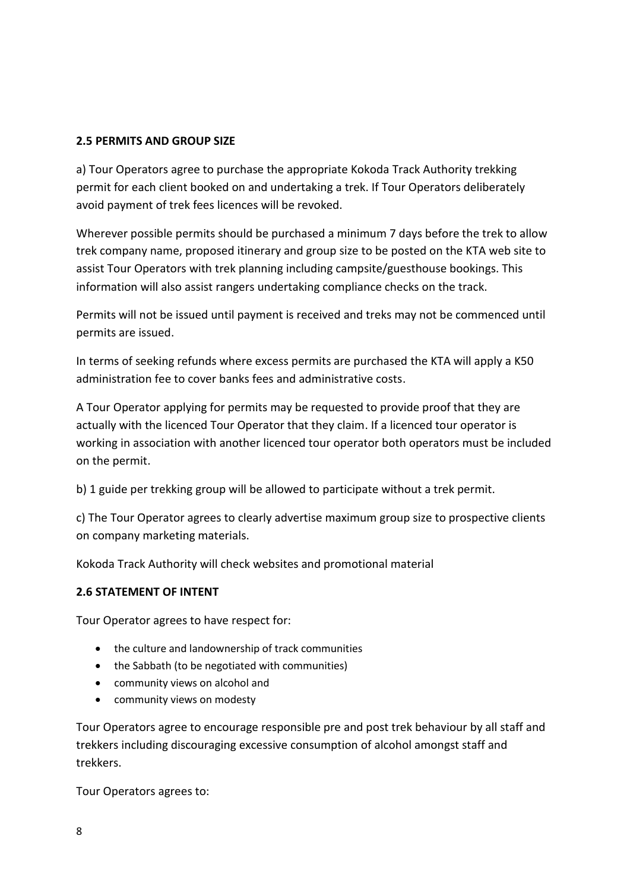**2.5 PERMITS AND GROUP SIZE**

a) Tour Operators agree to purchase the appropriate Kokoda Track Authority trekking permit for each client booked on and undertaking a trek. If Tour Operators deliberately avoid payment of trek fees licences will be revoked.

Wherever possible permits should be purchased a minimum 7 days before the trek to allow trek company name, proposed itinerary and group size to be posted on the KTA web site to assist Tour Operators with trek planning including campsite/guesthouse bookings. This information will also assist rangers undertaking compliance checks on the track.

Permits will not be issued until payment is received and treks may not be commenced until permits are issued.

In terms of seeking refunds where excess permits are purchased the KTA will apply a K50 administration fee to cover banks fees and administrative costs.

A Tour Operator applying for permits may be requested to provide proof that they are actually with the licenced Tour Operator that they claim. If a licenced tour operator is working in association with another licenced tour operator both operators must be included on the permit.

b) 1 guide per trekking group will be allowed to participate without a trek permit.

c) The Tour Operator agrees to clearly advertise maximum group size to prospective clients on company marketing materials.

Kokoda Track Authority will check websites and promotional material

**2.6 STATEMENT OF INTENT**

Tour Operator agrees to have respect for:

- the culture and landownership of track communities
- the Sabbath (to be negotiated with communities)
- community views on alcohol and
- community views on modesty

Tour Operators agree to encourage responsible pre and post trek behaviour by all staff and trekkers including discouraging excessive consumption of alcohol amongst staff and trekkers.

Tour Operators agrees to: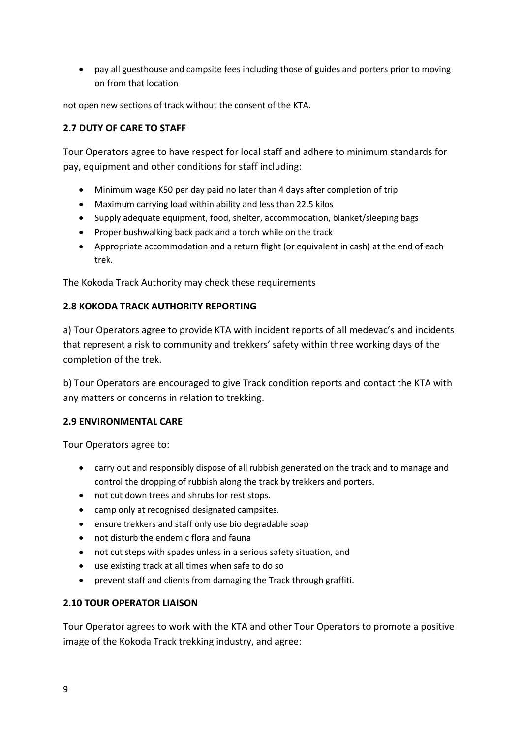- pay all guesthouse and campsite fees including those of guides and porters prior to moving on from that location

not open new sections of track without the consent of the KTA.

### 2.7 DUTY OF CARE TO STAFF

Tour Operators agree to have respect for local staff and adhere to minimum standards for pay, equipment and other conditions for staff including:

- Minimum wage K50 per day paid no later than 4 days after completion of trip
- Maximum carrying load within ability and less than 22.5 kilos
- Supply adequate equipment, food, shelter, accommodation, blanket/sleeping bags
- Proper bushwalking back pack and a torch while on the track
- Appropriate accommodation and a return flight (or equivalent in cash) at the end of each trek.

The Kokoda Track Authority may check these requirements

### 2.8 KOKODA TRACK AUTHORITY REPORTING

a) Tour Operators agree to provide KTA with incident reports of all medevac's and incidents that represent a risk to community and trekkers' safety within three working days of the completion of the trek.

b) Tour Operators are encouraged to give Track condition reports and contact the KTA with any matters or concerns in relation to trekking.

### 2.9 ENVIRONMENTAL CARE

Tour Operators agree to:

- carry out and responsibly dispose of all rubbish generated on the track and to manage and control the dropping of rubbish along the track by trekkers and porters.
- not cut down trees and shrubs for rest stops.
- camp only at recognised designated campsites.
- ensure trekkers and staff only use bio degradable soap
- not disturb the endemic flora and fauna
- not cut steps with spades unless in a serious safety situation, and
- use existing track at all times when safe to do so
- prevent staff and clients from damaging the Track through graffiti.

### 2.10 TOUR OPERATOR LIAISON

Tour Operator agrees to work with the KTA and other Tour Operators to promote a positive image of the Kokoda Track trekking industry, and agree: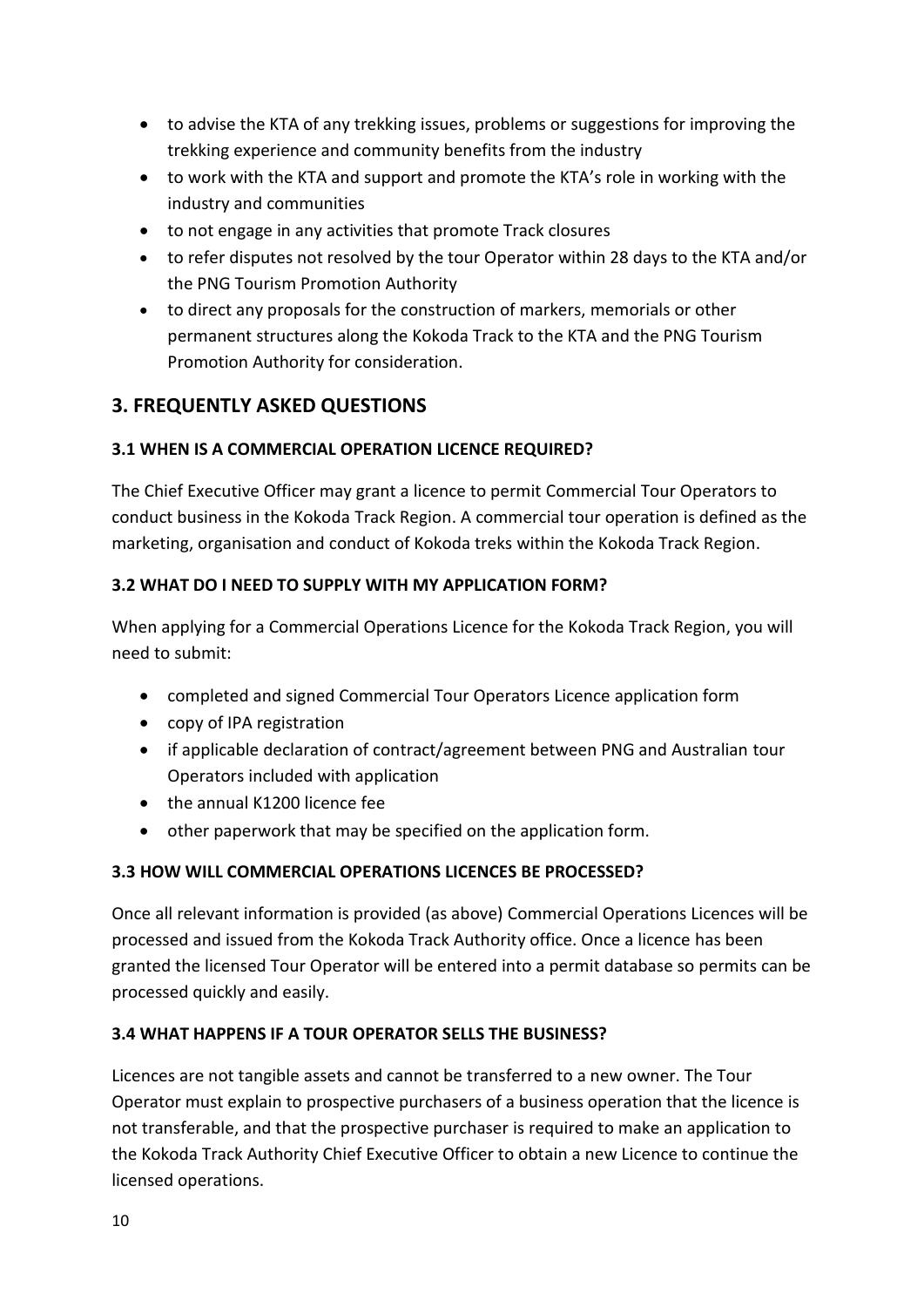- to advise the KTA of any trekking issues, problems or suggestions for improving the trekking experience and community benefits from the industry
- to work with the KTA and support and promote the KTA's role in working with the industry and communities
- to not engage in any activities that promote Track closures
- to refer disputes not resolved by the tour Operator within 28 days to the KTA and/or the PNG Tourism Promotion Authority
- to direct any proposals for the construction of markers, memorials or other permanent structures along the Kokoda Track to the KTA and the PNG Tourism Promotion Authority for consideration.

## 3. FREQUENTLY ASKED QUESTIONS

### 3.1 WHEN IS A COMMERCIAL OPERATION LICENCE REQUIRED?

The Chief Executive Officer may grant a licence to permit Commercial Tour Operators to conduct business in the Kokoda Track Region. A commercial tour operation is defined as the marketing, organisation and conduct of Kokoda treks within the Kokoda Track Region.

### 3.2 WHAT DO I NEED TO SUPPLY WITH MY APPLICATION FORM?

When applying for a Commercial Operations Licence for the Kokoda Track Region, you will need to submit:

- completed and signed Commercial Tour Operators Licence application form
- copy of IPA registration
- if applicable declaration of contract/agreement between PNG and Australian tour Operators included with application
- the annual K1200 licence fee
- other paperwork that may be specified on the application form.

### 3.3 HOW WILL COMMERCIAL OPERATIONS LICENCES BE PROCESSED?

Once all relevant information is provided (as above) Commercial Operations Licences will be processed and issued from the Kokoda Track Authority office. Once a licence has been granted the licensed Tour Operator will be entered into a permit database so permits can be processed quickly and easily.

### 3.4 WHAT HAPPENS IF A TOUR OPERATOR SELLS THE BUSINESS?

Licences are not tangible assets and cannot be transferred to a new owner. The Tour Operator must explain to prospective purchasers of a business operation that the licence is not transferable, and that the prospective purchaser is required to make an application to the Kokoda Track Authority Chief Executive Officer to obtain a new Licence to continue the licensed operations.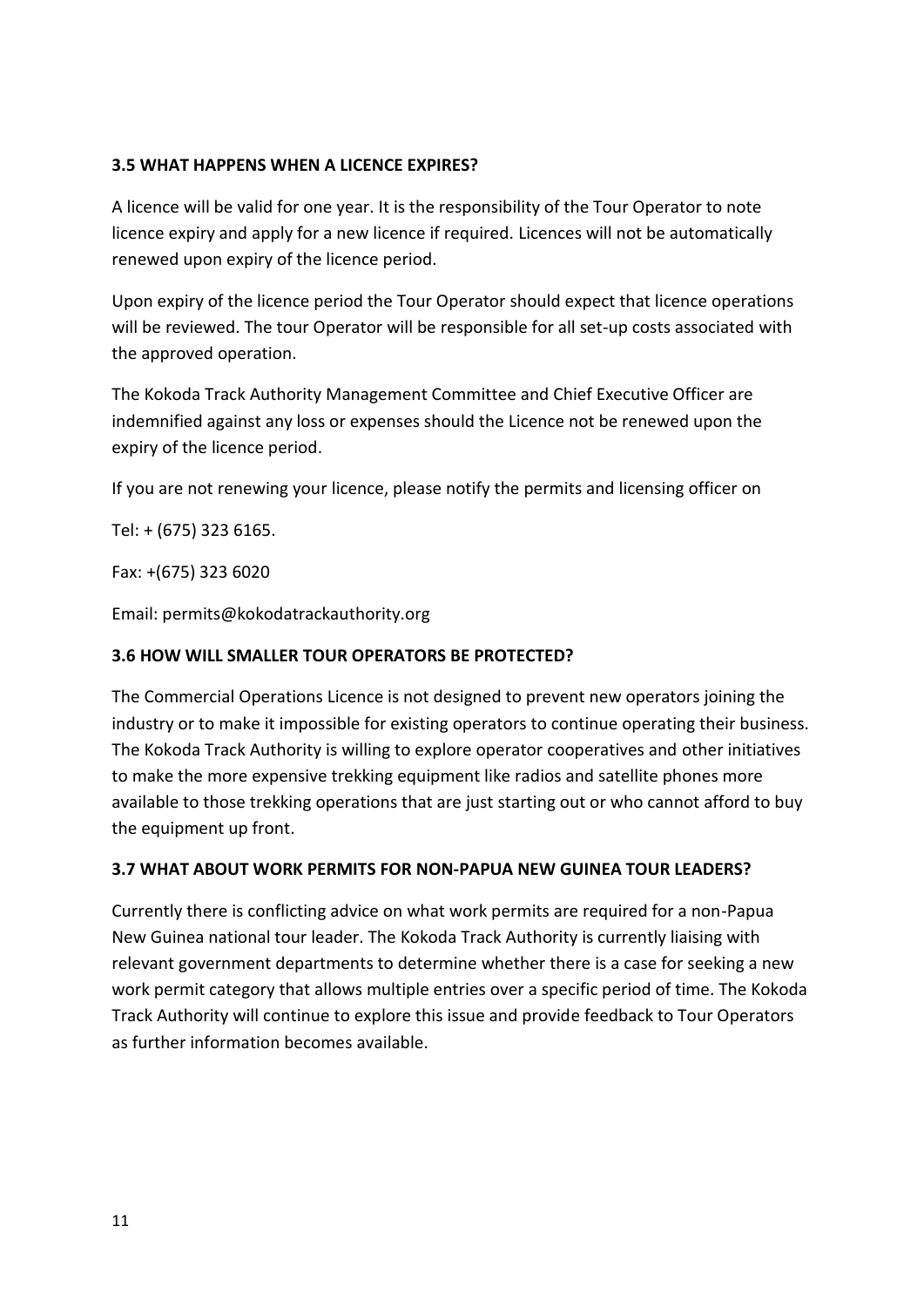### 3.5 WHAT HAPPENS WHEN A LICENCE EXPIRES?

A licence will be valid for one year. It is the responsibility of the Tour Operator to note licence expiry and apply for a new licence if required. Licences will not be automatically renewed upon expiry of the licence period.

Upon expiry of the licence period the Tour Operator should expect that licence operations will be reviewed. The tour Operator will be responsible for all set-up costs associated with the approved operation.

The Kokoda Track Authority Management Committee and Chief Executive Officer are indemnified against any loss or expenses should the Licence not be renewed upon the expiry of the licence period.

If you are not renewing your licence, please notify the permits and licensing officer on

Tel: + (675) 323 6165.

Fax: +(675) 323 6020

Email: permits@kokodatrackauthority.org

### 3.6 HOW WILL SMALLER TOUR OPERATORS BE PROTECTED?

The Commercial Operations Licence is not designed to prevent new operators joining the industry or to make it impossible for existing operators to continue operating their business. The Kokoda Track Authority is willing to explore operator cooperatives and other initiatives to make the more expensive trekking equipment like radios and satellite phones more available to those trekking operations that are just starting out or who cannot afford to buy the equipment up front.

### 3.7 WHAT ABOUT WORK PERMITS FOR NON-PAPUA NEW GUINEA TOUR LEADERS?

Currently there is conflicting advice on what work permits are required for a non-Papua New Guinea national tour leader. The Kokoda Track Authority is currently liaising with relevant government departments to determine whether there is a case for seeking a new work permit category that allows multiple entries over a specific period of time. The Kokoda Track Authority will continue to explore this issue and provide feedback to Tour Operators as further information becomes available.